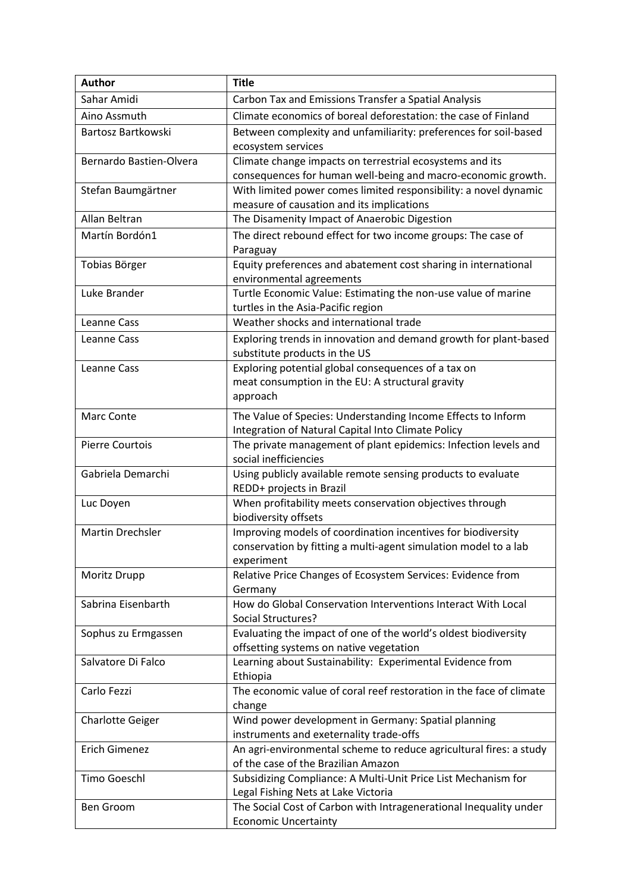| Author | Title |
| --- | --- |
| Sahar Amidi | Carbon Tax and Emissions Transfer a Spatial Analysis |
| Aino Assmuth | Climate economics of boreal deforestation: the case of Finland |
| Bartosz Bartkowski | Between complexity and unfamiliarity: preferences for soil-based ecosystem services |
| Bernardo Bastien-Olvera | Climate change impacts on terrestrial ecosystems and its consequences for human well-being and macro-economic growth. |
| Stefan Baumgärtner | With limited power comes limited responsibility: a novel dynamic measure of causation and its implications |
| Allan Beltran | The Disamenity Impact of Anaerobic Digestion |
| Martín Bordón1 | The direct rebound effect for two income groups: The case of Paraguay |
| Tobias Börger | Equity preferences and abatement cost sharing in international environmental agreements |
| Luke Brander | Turtle Economic Value: Estimating the non-use value of marine turtles in the Asia-Pacific region |
| Leanne Cass | Weather shocks and international trade |
| Leanne Cass | Exploring trends in innovation and demand growth for plant-based substitute products in the US |
| Leanne Cass | Exploring potential global consequences of a tax on meat consumption in the EU: A structural gravity approach |
| Marc Conte | The Value of Species: Understanding Income Effects to Inform Integration of Natural Capital Into Climate Policy |
| Pierre Courtois | The private management of plant epidemics: Infection levels and social inefficiencies |
| Gabriela Demarchi | Using publicly available remote sensing products to evaluate REDD+ projects in Brazil |
| Luc Doyen | When profitability meets conservation objectives through biodiversity offsets |
| Martin Drechsler | Improving models of coordination incentives for biodiversity conservation by fitting a multi-agent simulation model to a lab experiment |
| Moritz Drupp | Relative Price Changes of Ecosystem Services: Evidence from Germany |
| Sabrina Eisenbarth | How do Global Conservation Interventions Interact With Local Social Structures? |
| Sophus zu Ermgassen | Evaluating the impact of one of the world's oldest biodiversity offsetting systems on native vegetation |
| Salvatore Di Falco | Learning about Sustainability: Experimental Evidence from Ethiopia |
| Carlo Fezzi | The economic value of coral reef restoration in the face of climate change |
| Charlotte Geiger | Wind power development in Germany: Spatial planning instruments and exeternality trade-offs |
| Erich Gimenez | An agri-environmental scheme to reduce agricultural fires: a study of the case of the Brazilian Amazon |
| Timo Goeschl | Subsidizing Compliance: A Multi-Unit Price List Mechanism for Legal Fishing Nets at Lake Victoria |
| Ben Groom | The Social Cost of Carbon with Intragenerational Inequality under Economic Uncertainty |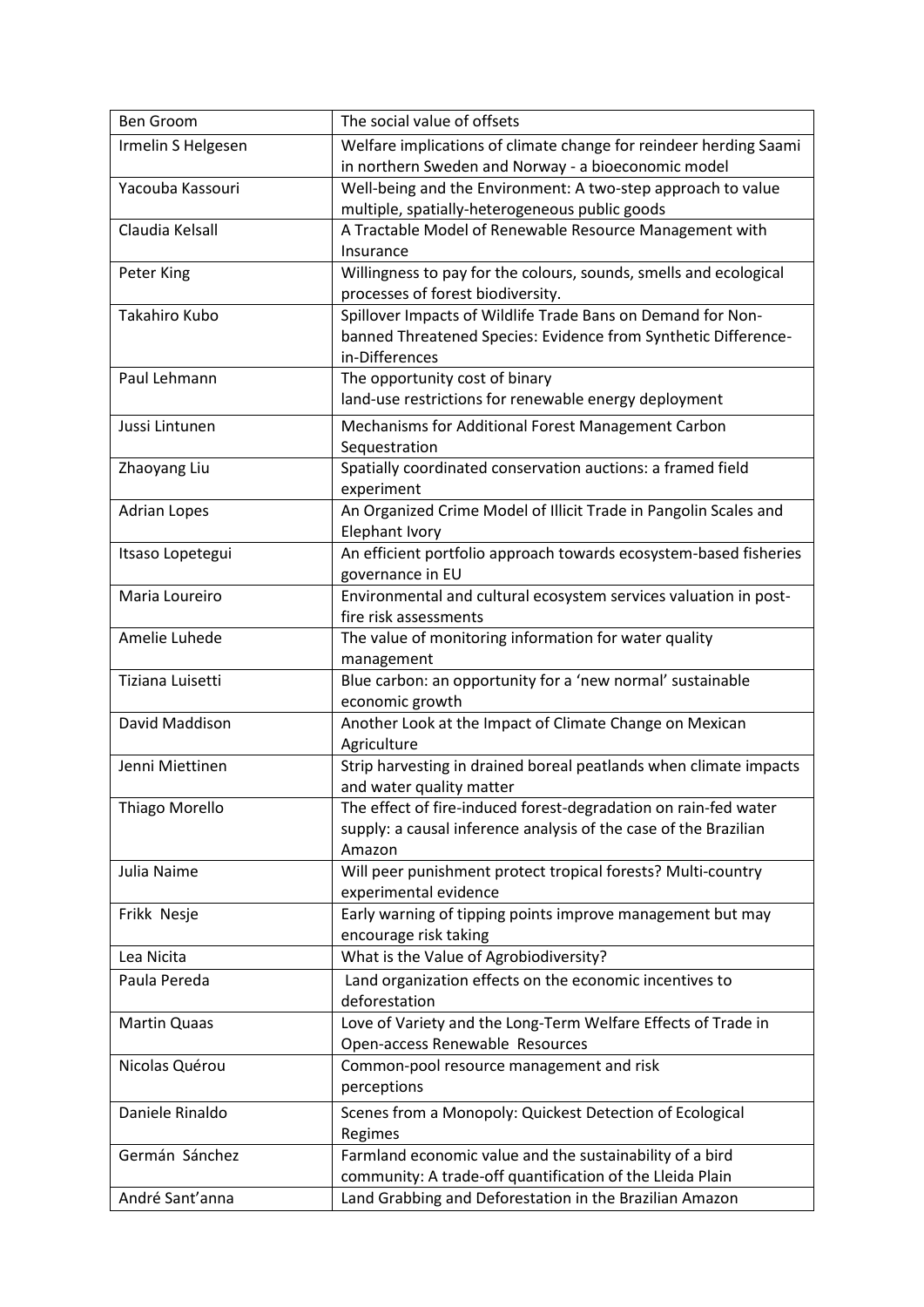| Ben Groom | The social value of offsets |
|---|---|
| Irmelin S Helgesen | Welfare implications of climate change for reindeer herding Saami in northern Sweden and Norway - a bioeconomic model |
| Yacouba Kassouri | Well-being and the Environment: A two-step approach to value multiple, spatially-heterogeneous public goods |
| Claudia Kelsall | A Tractable Model of Renewable Resource Management with Insurance |
| Peter King | Willingness to pay for the colours, sounds, smells and ecological processes of forest biodiversity. |
| Takahiro Kubo | Spillover Impacts of Wildlife Trade Bans on Demand for Non-banned Threatened Species: Evidence from Synthetic Difference-in-Differences |
| Paul Lehmann | The opportunity cost of binary land-use restrictions for renewable energy deployment |
| Jussi Lintunen | Mechanisms for Additional Forest Management Carbon Sequestration |
| Zhaoyang Liu | Spatially coordinated conservation auctions: a framed field experiment |
| Adrian Lopes | An Organized Crime Model of Illicit Trade in Pangolin Scales and Elephant Ivory |
| Itsaso Lopetegui | An efficient portfolio approach towards ecosystem-based fisheries governance in EU |
| Maria Loureiro | Environmental and cultural ecosystem services valuation in post-fire risk assessments |
| Amelie Luhede | The value of monitoring information for water quality management |
| Tiziana Luisetti | Blue carbon: an opportunity for a 'new normal' sustainable economic growth |
| David Maddison | Another Look at the Impact of Climate Change on Mexican Agriculture |
| Jenni Miettinen | Strip harvesting in drained boreal peatlands when climate impacts and water quality matter |
| Thiago Morello | The effect of fire-induced forest-degradation on rain-fed water supply: a causal inference analysis of the case of the Brazilian Amazon |
| Julia Naime | Will peer punishment protect tropical forests? Multi-country experimental evidence |
| Frikk Nesje | Early warning of tipping points improve management but may encourage risk taking |
| Lea Nicita | What is the Value of Agrobiodiversity? |
| Paula Pereda | Land organization effects on the economic incentives to deforestation |
| Martin Quaas | Love of Variety and the Long-Term Welfare Effects of Trade in Open-access Renewable Resources |
| Nicolas Quérou | Common-pool resource management and risk perceptions |
| Daniele Rinaldo | Scenes from a Monopoly: Quickest Detection of Ecological Regimes |
| Germán Sánchez | Farmland economic value and the sustainability of a bird community: A trade-off quantification of the Lleida Plain |
| André Sant'anna | Land Grabbing and Deforestation in the Brazilian Amazon |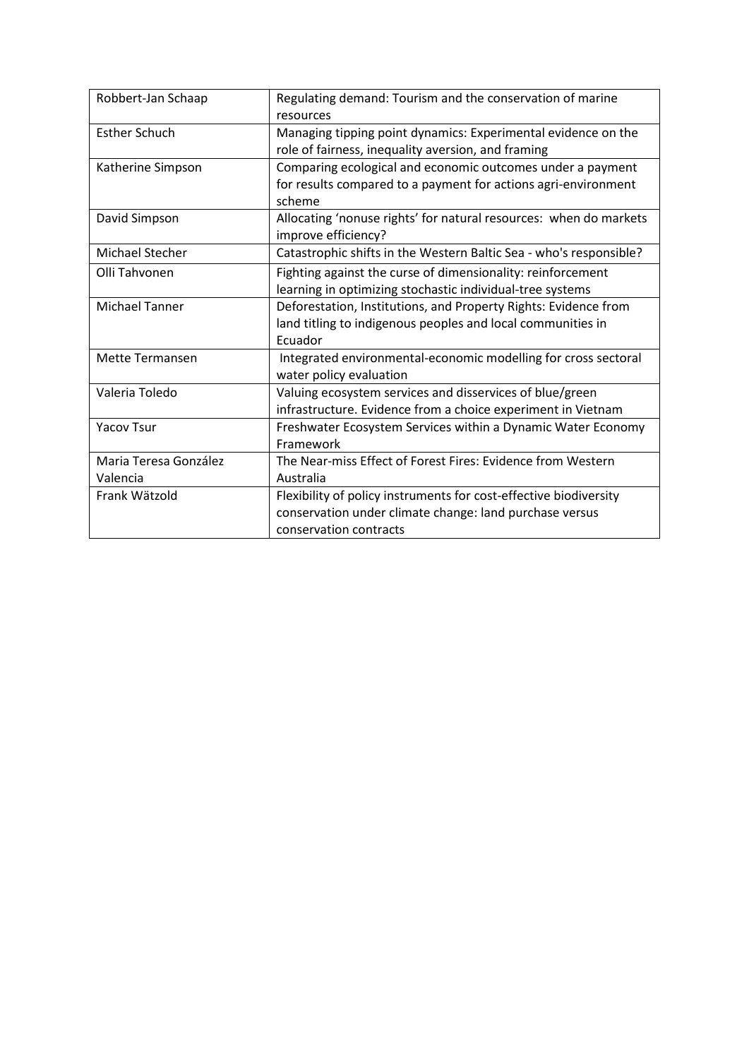| | |
|---|---|
| Robbert-Jan Schaap | Regulating demand: Tourism and the conservation of marine resources |
| Esther Schuch | Managing tipping point dynamics: Experimental evidence on the role of fairness, inequality aversion, and framing |
| Katherine Simpson | Comparing ecological and economic outcomes under a payment for results compared to a payment for actions agri-environment scheme |
| David Simpson | Allocating 'nonuse rights' for natural resources: when do markets improve efficiency? |
| Michael Stecher | Catastrophic shifts in the Western Baltic Sea - who's responsible? |
| Olli Tahvonen | Fighting against the curse of dimensionality: reinforcement learning in optimizing stochastic individual-tree systems |
| Michael Tanner | Deforestation, Institutions, and Property Rights: Evidence from land titling to indigenous peoples and local communities in Ecuador |
| Mette Termansen | Integrated environmental-economic modelling for cross sectoral water policy evaluation |
| Valeria Toledo | Valuing ecosystem services and disservices of blue/green infrastructure. Evidence from a choice experiment in Vietnam |
| Yacov Tsur | Freshwater Ecosystem Services within a Dynamic Water Economy Framework |
| Maria Teresa González Valencia | The Near-miss Effect of Forest Fires: Evidence from Western Australia |
| Frank Wätzold | Flexibility of policy instruments for cost-effective biodiversity conservation under climate change: land purchase versus conservation contracts |